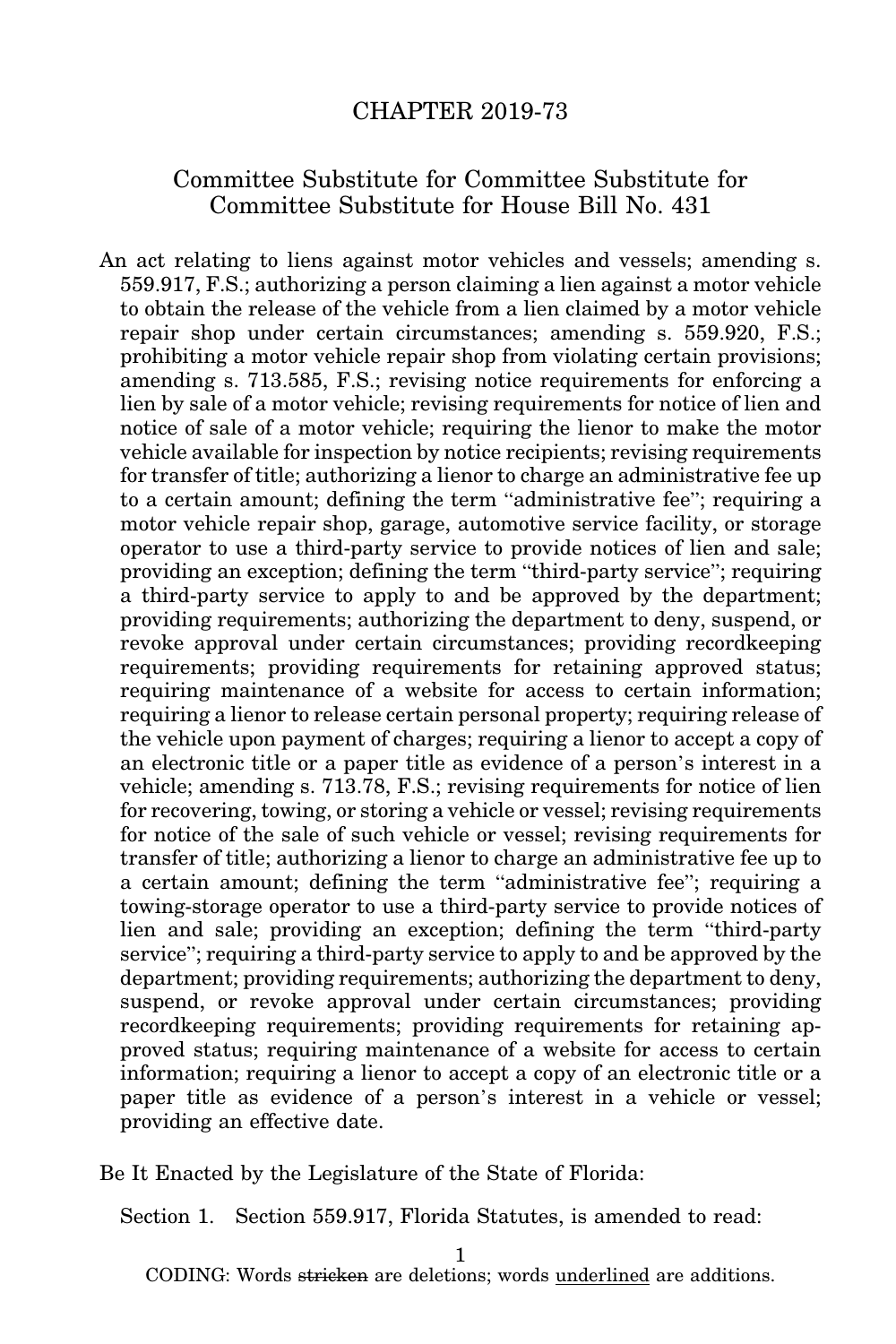# CHAPTER 2019-73

## Committee Substitute for Committee Substitute for Committee Substitute for House Bill No. 431

An act relating to liens against motor vehicles and vessels; amending s. 559.917, F.S.; authorizing a person claiming a lien against a motor vehicle to obtain the release of the vehicle from a lien claimed by a motor vehicle repair shop under certain circumstances; amending s. 559.920, F.S.; prohibiting a motor vehicle repair shop from violating certain provisions; amending s. 713.585, F.S.; revising notice requirements for enforcing a lien by sale of a motor vehicle; revising requirements for notice of lien and notice of sale of a motor vehicle; requiring the lienor to make the motor vehicle available for inspection by notice recipients; revising requirements for transfer of title; authorizing a lienor to charge an administrative fee up to a certain amount; defining the term "administrative fee"; requiring a motor vehicle repair shop, garage, automotive service facility, or storage operator to use a third-party service to provide notices of lien and sale; providing an exception; defining the term "third-party service"; requiring a third-party service to apply to and be approved by the department; providing requirements; authorizing the department to deny, suspend, or revoke approval under certain circumstances; providing recordkeeping requirements; providing requirements for retaining approved status; requiring maintenance of a website for access to certain information; requiring a lienor to release certain personal property; requiring release of the vehicle upon payment of charges; requiring a lienor to accept a copy of an electronic title or a paper title as evidence of a person's interest in a vehicle; amending s. 713.78, F.S.; revising requirements for notice of lien for recovering, towing, or storing a vehicle or vessel; revising requirements for notice of the sale of such vehicle or vessel; revising requirements for transfer of title; authorizing a lienor to charge an administrative fee up to a certain amount; defining the term "administrative fee"; requiring a towing-storage operator to use a third-party service to provide notices of lien and sale; providing an exception; defining the term "third-party service"; requiring a third-party service to apply to and be approved by the department; providing requirements; authorizing the department to deny, suspend, or revoke approval under certain circumstances; providing recordkeeping requirements; providing requirements for retaining approved status; requiring maintenance of a website for access to certain information; requiring a lienor to accept a copy of an electronic title or a paper title as evidence of a person's interest in a vehicle or vessel; providing an effective date.

Be It Enacted by the Legislature of the State of Florida:

Section 1. Section 559.917, Florida Statutes, is amended to read:

CODING: Words ~~stricken~~ are deletions; words <u>underlined</u> are additions.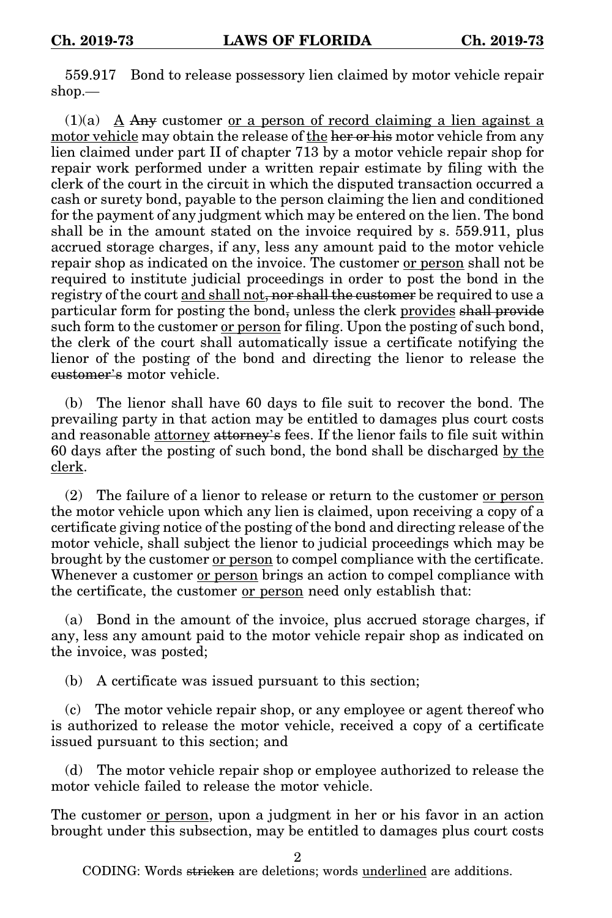559.917 Bond to release possessory lien claimed by motor vehicle repair shop.—

(1)(a) <u>A</u> ~~Any~~ customer <u>or a person of record claiming a lien against a motor vehicle</u> may obtain the release of <u>the</u> ~~her or his~~ motor vehicle from any lien claimed under part II of chapter 713 by a motor vehicle repair shop for repair work performed under a written repair estimate by filing with the clerk of the court in the circuit in which the disputed transaction occurred a cash or surety bond, payable to the person claiming the lien and conditioned for the payment of any judgment which may be entered on the lien. The bond shall be in the amount stated on the invoice required by s. 559.911, plus accrued storage charges, if any, less any amount paid to the motor vehicle repair shop as indicated on the invoice. The customer <u>or person</u> shall not be required to institute judicial proceedings in order to post the bond in the registry of the court <u>and shall not</u>~~, nor shall the customer~~ be required to use a particular form for posting the bond~~,~~ unless the clerk <u>provides</u> ~~shall provide~~ such form to the customer <u>or person</u> for filing. Upon the posting of such bond, the clerk of the court shall automatically issue a certificate notifying the lienor of the posting of the bond and directing the lienor to release the ~~customer's~~ motor vehicle.

(b) The lienor shall have 60 days to file suit to recover the bond. The prevailing party in that action may be entitled to damages plus court costs and reasonable <u>attorney</u> ~~attorney's~~ fees. If the lienor fails to file suit within 60 days after the posting of such bond, the bond shall be discharged <u>by the clerk</u>.

(2) The failure of a lienor to release or return to the customer <u>or person</u> the motor vehicle upon which any lien is claimed, upon receiving a copy of a certificate giving notice of the posting of the bond and directing release of the motor vehicle, shall subject the lienor to judicial proceedings which may be brought by the customer <u>or person</u> to compel compliance with the certificate. Whenever a customer <u>or person</u> brings an action to compel compliance with the certificate, the customer <u>or person</u> need only establish that:

(a) Bond in the amount of the invoice, plus accrued storage charges, if any, less any amount paid to the motor vehicle repair shop as indicated on the invoice, was posted;

(b) A certificate was issued pursuant to this section;

(c) The motor vehicle repair shop, or any employee or agent thereof who is authorized to release the motor vehicle, received a copy of a certificate issued pursuant to this section; and

(d) The motor vehicle repair shop or employee authorized to release the motor vehicle failed to release the motor vehicle.

The customer <u>or person</u>, upon a judgment in her or his favor in an action brought under this subsection, may be entitled to damages plus court costs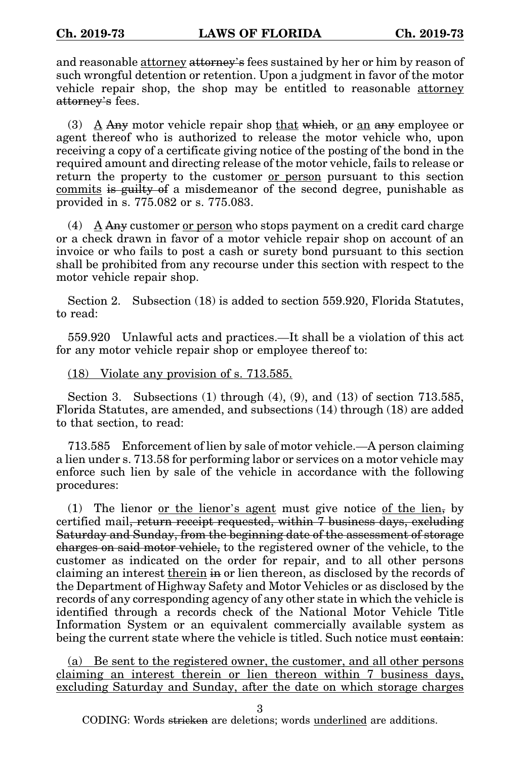and reasonable <u>attorney</u> ~~attorney's~~ fees sustained by her or him by reason of such wrongful detention or retention. Upon a judgment in favor of the motor vehicle repair shop, the shop may be entitled to reasonable <u>attorney</u> ~~attorney's~~ fees.

(3) <u>A</u> ~~Any~~ motor vehicle repair shop <u>that</u> ~~which~~, or <u>an</u> ~~any~~ employee or agent thereof who is authorized to release the motor vehicle who, upon receiving a copy of a certificate giving notice of the posting of the bond in the required amount and directing release of the motor vehicle, fails to release or return the property to the customer <u>or person</u> pursuant to this section <u>commits</u> ~~is guilty of~~ a misdemeanor of the second degree, punishable as provided in s. 775.082 or s. 775.083.

(4) <u>A</u> ~~Any~~ customer <u>or person</u> who stops payment on a credit card charge or a check drawn in favor of a motor vehicle repair shop on account of an invoice or who fails to post a cash or surety bond pursuant to this section shall be prohibited from any recourse under this section with respect to the motor vehicle repair shop.

Section 2. Subsection (18) is added to section 559.920, Florida Statutes, to read:

559.920 Unlawful acts and practices.—It shall be a violation of this act for any motor vehicle repair shop or employee thereof to:

<u>(18) Violate any provision of s. 713.585.</u>

Section 3. Subsections (1) through (4), (9), and (13) of section 713.585, Florida Statutes, are amended, and subsections (14) through (18) are added to that section, to read:

713.585 Enforcement of lien by sale of motor vehicle.—A person claiming a lien under s. 713.58 for performing labor or services on a motor vehicle may enforce such lien by sale of the vehicle in accordance with the following procedures:

(1) The lienor <u>or the lienor's agent</u> must give notice <u>of the lien</u>~~,~~ by certified mail~~, return receipt requested, within 7 business days, excluding Saturday and Sunday, from the beginning date of the assessment of storage charges on said motor vehicle,~~ to the registered owner of the vehicle, to the customer as indicated on the order for repair, and to all other persons claiming an interest <u>therein</u> ~~in~~ or lien thereon, as disclosed by the records of the Department of Highway Safety and Motor Vehicles or as disclosed by the records of any corresponding agency of any other state in which the vehicle is identified through a records check of the National Motor Vehicle Title Information System or an equivalent commercially available system as being the current state where the vehicle is titled. Such notice must ~~contain~~:

<u>(a) Be sent to the registered owner, the customer, and all other persons claiming an interest therein or lien thereon within 7 business days, excluding Saturday and Sunday, after the date on which storage charges</u>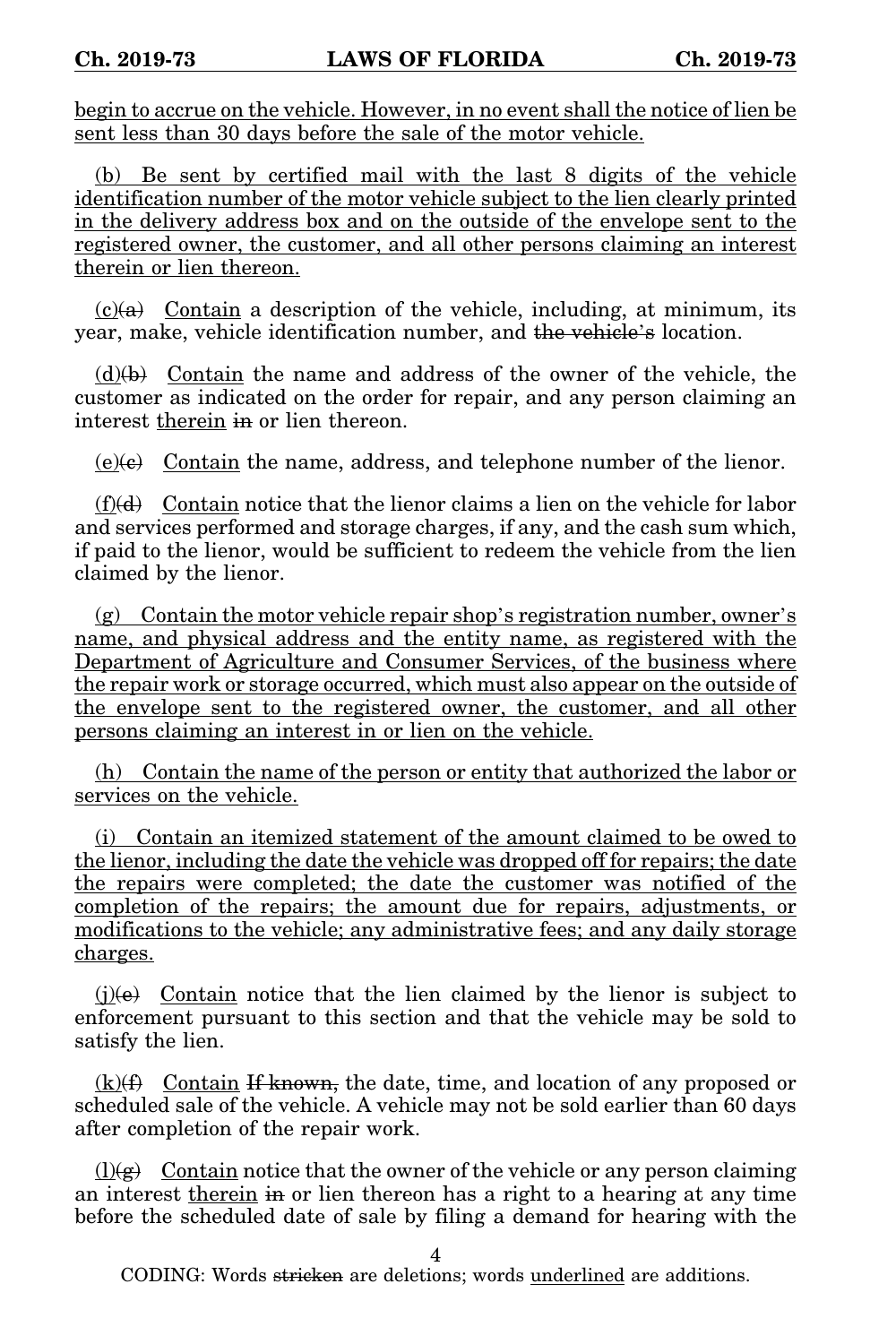begin to accrue on the vehicle. However, in no event shall the notice of lien be sent less than 30 days before the sale of the motor vehicle.

(b) Be sent by certified mail with the last 8 digits of the vehicle identification number of the motor vehicle subject to the lien clearly printed in the delivery address box and on the outside of the envelope sent to the registered owner, the customer, and all other persons claiming an interest therein or lien thereon.

(c)~~(a)~~ Contain a description of the vehicle, including, at minimum, its year, make, vehicle identification number, and ~~the vehicle's~~ location.

(d)~~(b)~~ Contain the name and address of the owner of the vehicle, the customer as indicated on the order for repair, and any person claiming an interest therein ~~in~~ or lien thereon.

(e)~~(c)~~ Contain the name, address, and telephone number of the lienor.

(f)~~(d)~~ Contain notice that the lienor claims a lien on the vehicle for labor and services performed and storage charges, if any, and the cash sum which, if paid to the lienor, would be sufficient to redeem the vehicle from the lien claimed by the lienor.

(g) Contain the motor vehicle repair shop's registration number, owner's name, and physical address and the entity name, as registered with the Department of Agriculture and Consumer Services, of the business where the repair work or storage occurred, which must also appear on the outside of the envelope sent to the registered owner, the customer, and all other persons claiming an interest in or lien on the vehicle.

(h) Contain the name of the person or entity that authorized the labor or services on the vehicle.

(i) Contain an itemized statement of the amount claimed to be owed to the lienor, including the date the vehicle was dropped off for repairs; the date the repairs were completed; the date the customer was notified of the completion of the repairs; the amount due for repairs, adjustments, or modifications to the vehicle; any administrative fees; and any daily storage charges.

(j)~~(e)~~ Contain notice that the lien claimed by the lienor is subject to enforcement pursuant to this section and that the vehicle may be sold to satisfy the lien.

(k)~~(f)~~ Contain ~~If known,~~ the date, time, and location of any proposed or scheduled sale of the vehicle. A vehicle may not be sold earlier than 60 days after completion of the repair work.

(l)~~(g)~~ Contain notice that the owner of the vehicle or any person claiming an interest therein ~~in~~ or lien thereon has a right to a hearing at any time before the scheduled date of sale by filing a demand for hearing with the

CODING: Words ~~stricken~~ are deletions; words underlined are additions.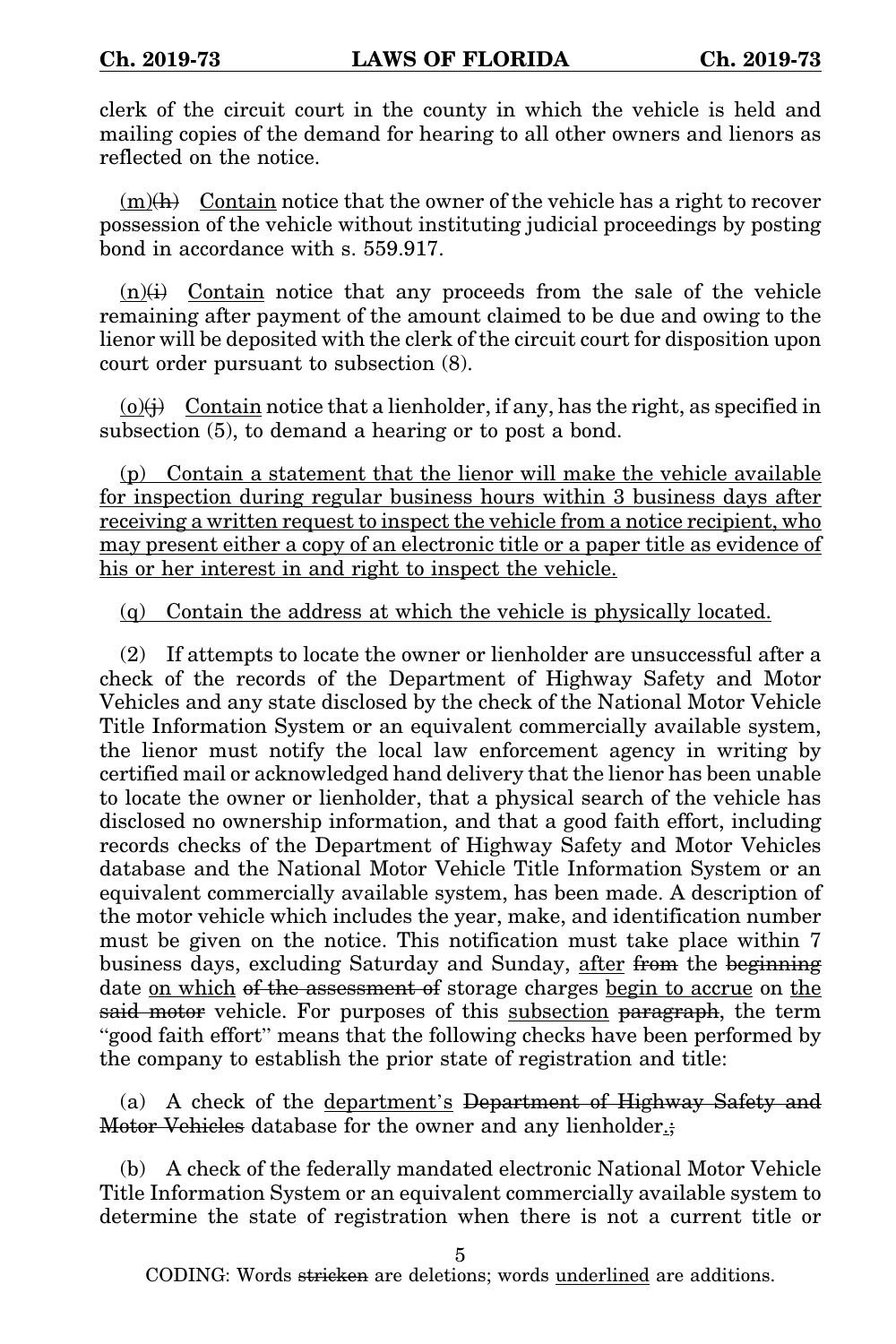clerk of the circuit court in the county in which the vehicle is held and mailing copies of the demand for hearing to all other owners and lienors as reflected on the notice.

<u>(m)</u>~~(h)~~ <u>Contain</u> notice that the owner of the vehicle has a right to recover possession of the vehicle without instituting judicial proceedings by posting bond in accordance with s. 559.917.

<u>(n)</u>~~(i)~~ <u>Contain</u> notice that any proceeds from the sale of the vehicle remaining after payment of the amount claimed to be due and owing to the lienor will be deposited with the clerk of the circuit court for disposition upon court order pursuant to subsection (8).

<u>(o)</u>~~(j)~~ <u>Contain</u> notice that a lienholder, if any, has the right, as specified in subsection (5), to demand a hearing or to post a bond.

<u>(p) Contain a statement that the lienor will make the vehicle available for inspection during regular business hours within 3 business days after receiving a written request to inspect the vehicle from a notice recipient, who may present either a copy of an electronic title or a paper title as evidence of his or her interest in and right to inspect the vehicle.</u>

<u>(q) Contain the address at which the vehicle is physically located.</u>

(2) If attempts to locate the owner or lienholder are unsuccessful after a check of the records of the Department of Highway Safety and Motor Vehicles and any state disclosed by the check of the National Motor Vehicle Title Information System or an equivalent commercially available system, the lienor must notify the local law enforcement agency in writing by certified mail or acknowledged hand delivery that the lienor has been unable to locate the owner or lienholder, that a physical search of the vehicle has disclosed no ownership information, and that a good faith effort, including records checks of the Department of Highway Safety and Motor Vehicles database and the National Motor Vehicle Title Information System or an equivalent commercially available system, has been made. A description of the motor vehicle which includes the year, make, and identification number must be given on the notice. This notification must take place within 7 business days, excluding Saturday and Sunday, <u>after</u> ~~from~~ the ~~beginning~~ date <u>on which</u> ~~of the assessment of~~ storage charges <u>begin to accrue</u> on <u>the</u> ~~said motor~~ vehicle. For purposes of this <u>subsection</u> ~~paragraph~~, the term "good faith effort" means that the following checks have been performed by the company to establish the prior state of registration and title:

(a) A check of the <u>department's</u> ~~Department of Highway Safety and Motor Vehicles~~ database for the owner and any lienholder<u>.</u>~~;~~

(b) A check of the federally mandated electronic National Motor Vehicle Title Information System or an equivalent commercially available system to determine the state of registration when there is not a current title or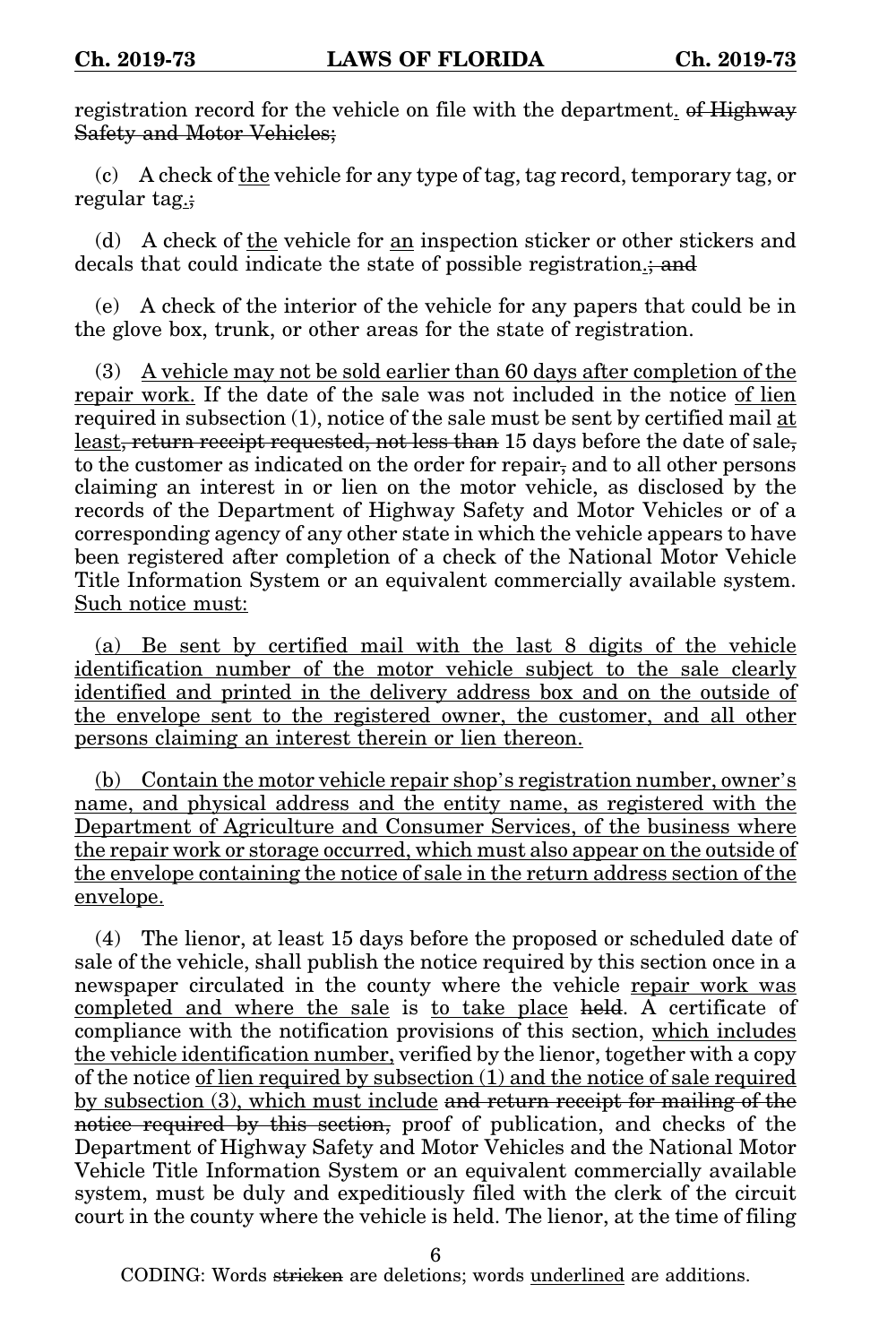registration record for the vehicle on file with the department. ~~of Highway Safety and Motor Vehicles;~~

(c) A check of <u>the</u> vehicle for any type of tag, tag record, temporary tag, or regular tag<u>.</u>~~;~~

(d) A check of <u>the</u> vehicle for <u>an</u> inspection sticker or other stickers and decals that could indicate the state of possible registration<u>.</u>~~; and~~

(e) A check of the interior of the vehicle for any papers that could be in the glove box, trunk, or other areas for the state of registration.

(3) <u>A vehicle may not be sold earlier than 60 days after completion of the repair work.</u> If the date of the sale was not included in the notice <u>of lien</u> required in subsection (1), notice of the sale must be sent by certified mail <u>at least</u>~~, return receipt requested, not less than~~ 15 days before the date of sale~~,~~ to the customer as indicated on the order for repair~~,~~ and to all other persons claiming an interest in or lien on the motor vehicle, as disclosed by the records of the Department of Highway Safety and Motor Vehicles or of a corresponding agency of any other state in which the vehicle appears to have been registered after completion of a check of the National Motor Vehicle Title Information System or an equivalent commercially available system. <u>Such notice must:</u>

<u>(a) Be sent by certified mail with the last 8 digits of the vehicle identification number of the motor vehicle subject to the sale clearly identified and printed in the delivery address box and on the outside of the envelope sent to the registered owner, the customer, and all other persons claiming an interest therein or lien thereon.</u>

<u>(b) Contain the motor vehicle repair shop's registration number, owner's name, and physical address and the entity name, as registered with the Department of Agriculture and Consumer Services, of the business where the repair work or storage occurred, which must also appear on the outside of the envelope containing the notice of sale in the return address section of the envelope.</u>

(4) The lienor, at least 15 days before the proposed or scheduled date of sale of the vehicle, shall publish the notice required by this section once in a newspaper circulated in the county where the vehicle <u>repair work was completed and where the sale</u> is <u>to take place</u> ~~held~~. A certificate of compliance with the notification provisions of this section, <u>which includes the vehicle identification number,</u> verified by the lienor, together with a copy of the notice <u>of lien required by subsection (1) and the notice of sale required by subsection (3), which must include</u> ~~and return receipt for mailing of the notice required by this section,~~ proof of publication, and checks of the Department of Highway Safety and Motor Vehicles and the National Motor Vehicle Title Information System or an equivalent commercially available system, must be duly and expeditiously filed with the clerk of the circuit court in the county where the vehicle is held. The lienor, at the time of filing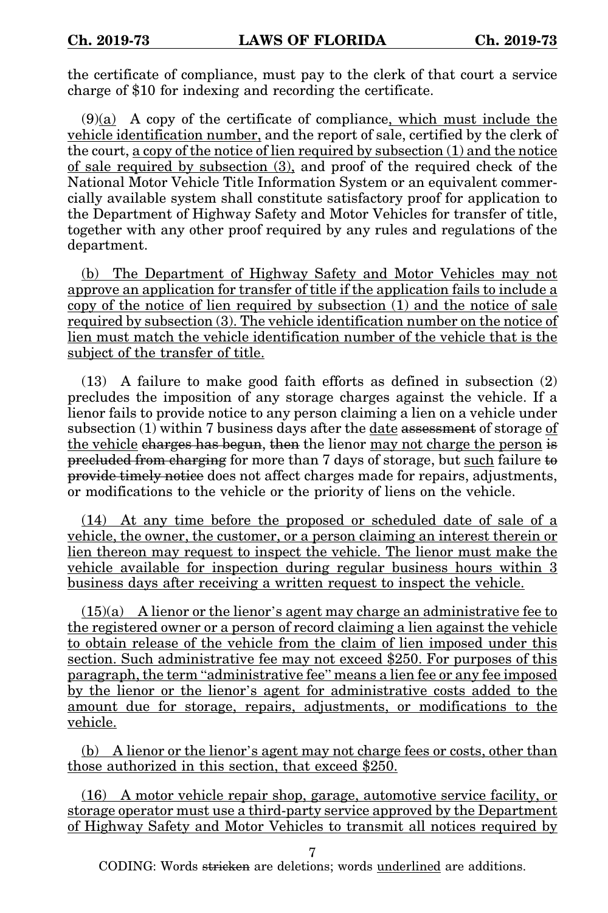the certificate of compliance, must pay to the clerk of that court a service charge of $10 for indexing and recording the certificate.

(9)(a) A copy of the certificate of compliance, which must include the vehicle identification number, and the report of sale, certified by the clerk of the court, a copy of the notice of lien required by subsection (1) and the notice of sale required by subsection (3), and proof of the required check of the National Motor Vehicle Title Information System or an equivalent commercially available system shall constitute satisfactory proof for application to the Department of Highway Safety and Motor Vehicles for transfer of title, together with any other proof required by any rules and regulations of the department.

(b) The Department of Highway Safety and Motor Vehicles may not approve an application for transfer of title if the application fails to include a copy of the notice of lien required by subsection (1) and the notice of sale required by subsection (3). The vehicle identification number on the notice of lien must match the vehicle identification number of the vehicle that is the subject of the transfer of title.

(13) A failure to make good faith efforts as defined in subsection (2) precludes the imposition of any storage charges against the vehicle. If a lienor fails to provide notice to any person claiming a lien on a vehicle under subsection (1) within 7 business days after the date ~~assessment~~ of storage of the vehicle ~~charges has begun~~, ~~then~~ the lienor may not charge the person ~~is precluded from charging~~ for more than 7 days of storage, but such failure ~~to provide timely notice~~ does not affect charges made for repairs, adjustments, or modifications to the vehicle or the priority of liens on the vehicle.

(14) At any time before the proposed or scheduled date of sale of a vehicle, the owner, the customer, or a person claiming an interest therein or lien thereon may request to inspect the vehicle. The lienor must make the vehicle available for inspection during regular business hours within 3 business days after receiving a written request to inspect the vehicle.

(15)(a) A lienor or the lienor's agent may charge an administrative fee to the registered owner or a person of record claiming a lien against the vehicle to obtain release of the vehicle from the claim of lien imposed under this section. Such administrative fee may not exceed $250. For purposes of this paragraph, the term "administrative fee" means a lien fee or any fee imposed by the lienor or the lienor's agent for administrative costs added to the amount due for storage, repairs, adjustments, or modifications to the vehicle.

(b) A lienor or the lienor's agent may not charge fees or costs, other than those authorized in this section, that exceed $250.

(16) A motor vehicle repair shop, garage, automotive service facility, or storage operator must use a third-party service approved by the Department of Highway Safety and Motor Vehicles to transmit all notices required by

CODING: Words ~~stricken~~ are deletions; words underlined are additions.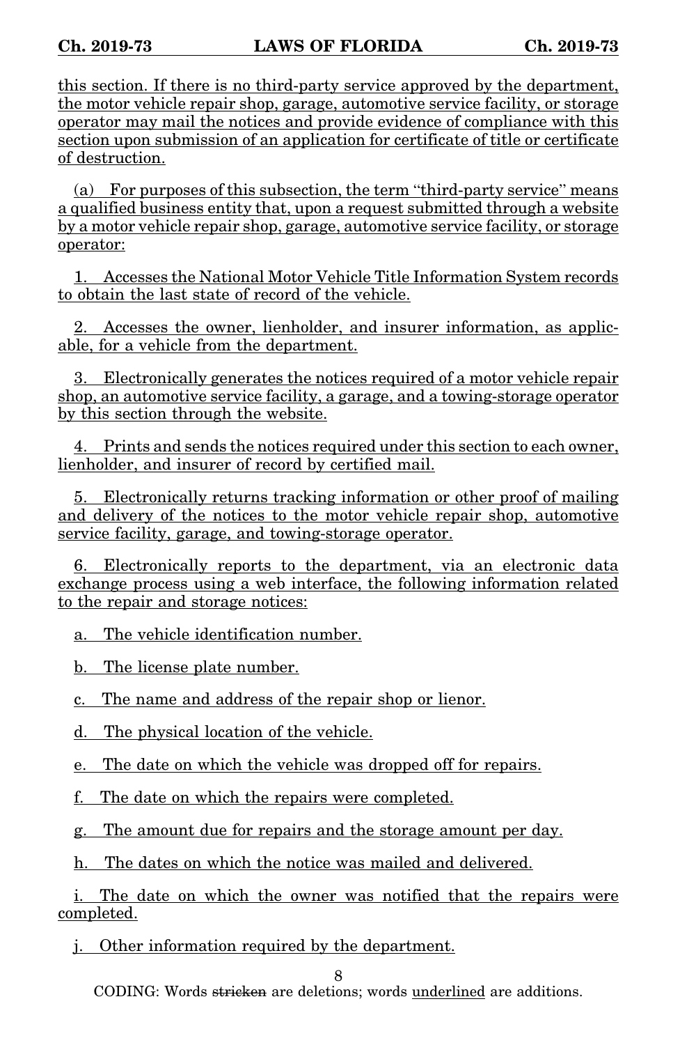this section. If there is no third-party service approved by the department, the motor vehicle repair shop, garage, automotive service facility, or storage operator may mail the notices and provide evidence of compliance with this section upon submission of an application for certificate of title or certificate of destruction.

(a) For purposes of this subsection, the term "third-party service" means a qualified business entity that, upon a request submitted through a website by a motor vehicle repair shop, garage, automotive service facility, or storage operator:

1. Accesses the National Motor Vehicle Title Information System records to obtain the last state of record of the vehicle.

2. Accesses the owner, lienholder, and insurer information, as applicable, for a vehicle from the department.

3. Electronically generates the notices required of a motor vehicle repair shop, an automotive service facility, a garage, and a towing-storage operator by this section through the website.

4. Prints and sends the notices required under this section to each owner, lienholder, and insurer of record by certified mail.

5. Electronically returns tracking information or other proof of mailing and delivery of the notices to the motor vehicle repair shop, automotive service facility, garage, and towing-storage operator.

6. Electronically reports to the department, via an electronic data exchange process using a web interface, the following information related to the repair and storage notices:

a. The vehicle identification number.

b. The license plate number.

c. The name and address of the repair shop or lienor.

d. The physical location of the vehicle.

e. The date on which the vehicle was dropped off for repairs.

f. The date on which the repairs were completed.

g. The amount due for repairs and the storage amount per day.

h. The dates on which the notice was mailed and delivered.

i. The date on which the owner was notified that the repairs were completed.

j. Other information required by the department.

CODING: Words stricken are deletions; words underlined are additions.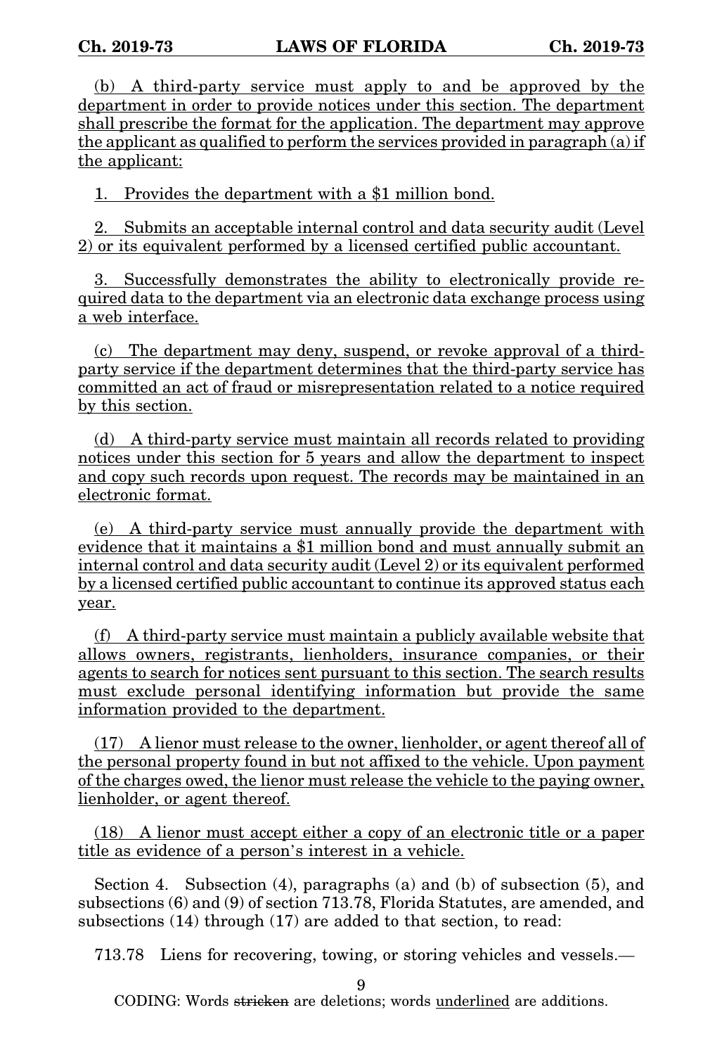(b) A third-party service must apply to and be approved by the department in order to provide notices under this section. The department shall prescribe the format for the application. The department may approve the applicant as qualified to perform the services provided in paragraph (a) if the applicant:

1. Provides the department with a $1 million bond.

2. Submits an acceptable internal control and data security audit (Level 2) or its equivalent performed by a licensed certified public accountant.

3. Successfully demonstrates the ability to electronically provide required data to the department via an electronic data exchange process using a web interface.

(c) The department may deny, suspend, or revoke approval of a third-party service if the department determines that the third-party service has committed an act of fraud or misrepresentation related to a notice required by this section.

(d) A third-party service must maintain all records related to providing notices under this section for 5 years and allow the department to inspect and copy such records upon request. The records may be maintained in an electronic format.

(e) A third-party service must annually provide the department with evidence that it maintains a $1 million bond and must annually submit an internal control and data security audit (Level 2) or its equivalent performed by a licensed certified public accountant to continue its approved status each year.

(f) A third-party service must maintain a publicly available website that allows owners, registrants, lienholders, insurance companies, or their agents to search for notices sent pursuant to this section. The search results must exclude personal identifying information but provide the same information provided to the department.

(17) A lienor must release to the owner, lienholder, or agent thereof all of the personal property found in but not affixed to the vehicle. Upon payment of the charges owed, the lienor must release the vehicle to the paying owner, lienholder, or agent thereof.

(18) A lienor must accept either a copy of an electronic title or a paper title as evidence of a person's interest in a vehicle.

Section 4. Subsection (4), paragraphs (a) and (b) of subsection (5), and subsections (6) and (9) of section 713.78, Florida Statutes, are amended, and subsections (14) through (17) are added to that section, to read:

713.78 Liens for recovering, towing, or storing vehicles and vessels.—

CODING: Words ~~stricken~~ are deletions; words underlined are additions.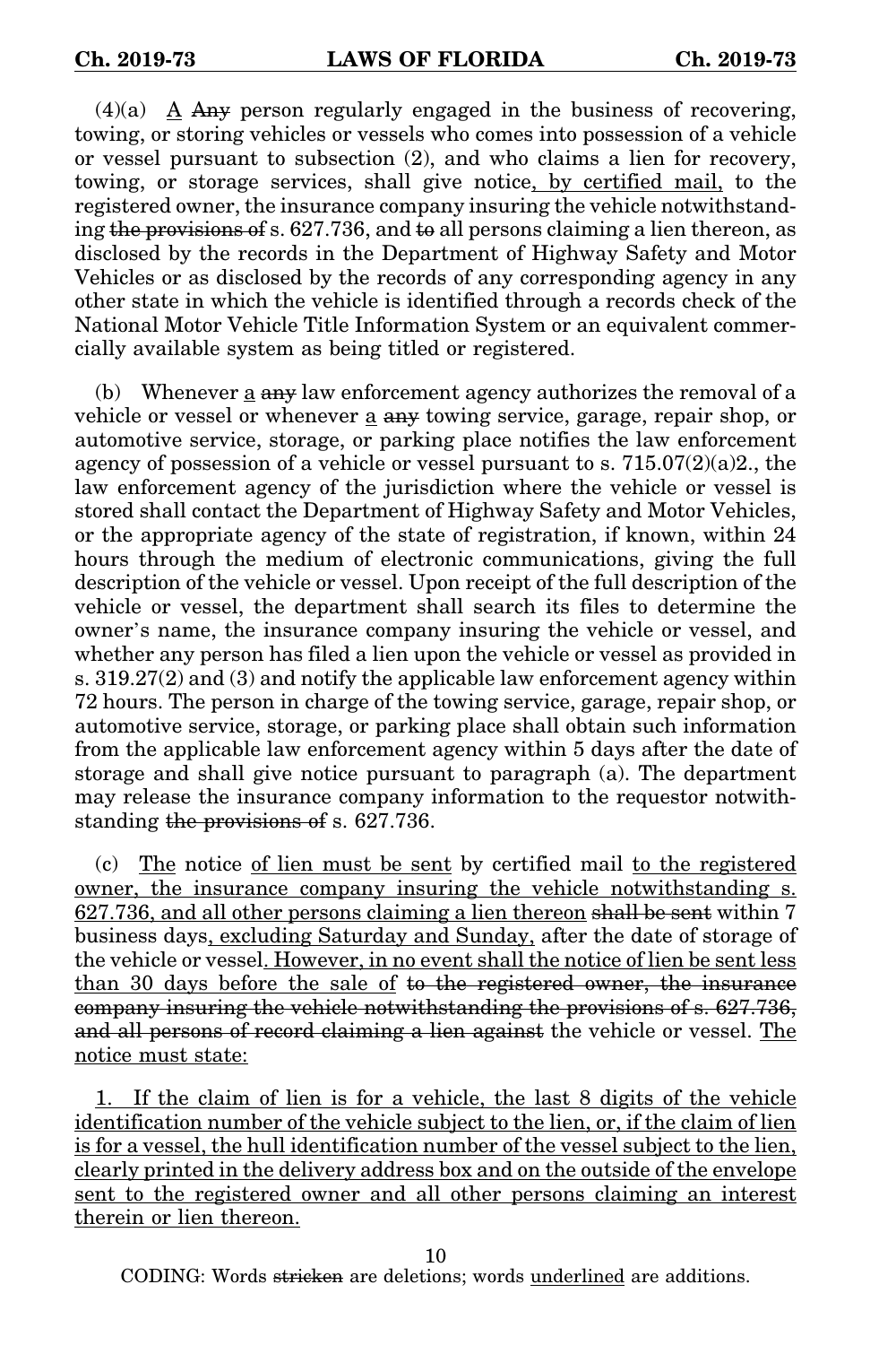(4)(a) <u>A</u> ~~Any~~ person regularly engaged in the business of recovering, towing, or storing vehicles or vessels who comes into possession of a vehicle or vessel pursuant to subsection (2), and who claims a lien for recovery, towing, or storage services, shall give notice<u>, by certified mail,</u> to the registered owner, the insurance company insuring the vehicle notwithstanding ~~the provisions of~~ s. 627.736, and ~~to~~ all persons claiming a lien thereon, as disclosed by the records in the Department of Highway Safety and Motor Vehicles or as disclosed by the records of any corresponding agency in any other state in which the vehicle is identified through a records check of the National Motor Vehicle Title Information System or an equivalent commercially available system as being titled or registered.

(b) Whenever <u>a</u> ~~any~~ law enforcement agency authorizes the removal of a vehicle or vessel or whenever <u>a</u> ~~any~~ towing service, garage, repair shop, or automotive service, storage, or parking place notifies the law enforcement agency of possession of a vehicle or vessel pursuant to s. 715.07(2)(a)2., the law enforcement agency of the jurisdiction where the vehicle or vessel is stored shall contact the Department of Highway Safety and Motor Vehicles, or the appropriate agency of the state of registration, if known, within 24 hours through the medium of electronic communications, giving the full description of the vehicle or vessel. Upon receipt of the full description of the vehicle or vessel, the department shall search its files to determine the owner's name, the insurance company insuring the vehicle or vessel, and whether any person has filed a lien upon the vehicle or vessel as provided in s. 319.27(2) and (3) and notify the applicable law enforcement agency within 72 hours. The person in charge of the towing service, garage, repair shop, or automotive service, storage, or parking place shall obtain such information from the applicable law enforcement agency within 5 days after the date of storage and shall give notice pursuant to paragraph (a). The department may release the insurance company information to the requestor notwithstanding ~~the provisions of~~ s. 627.736.

(c) <u>The</u> notice <u>of lien must be sent</u> by certified mail <u>to the registered owner, the insurance company insuring the vehicle notwithstanding s. 627.736, and all other persons claiming a lien thereon</u> ~~shall be sent~~ within 7 business days<u>, excluding Saturday and Sunday,</u> after the date of storage of the vehicle or vessel<u>. However, in no event shall the notice of lien be sent less than 30 days before the sale of</u> ~~to the registered owner, the insurance company insuring the vehicle notwithstanding the provisions of s. 627.736, and all persons of record claiming a lien against~~ the vehicle or vessel. <u>The notice must state:</u>

<u>1. If the claim of lien is for a vehicle, the last 8 digits of the vehicle identification number of the vehicle subject to the lien, or, if the claim of lien is for a vessel, the hull identification number of the vessel subject to the lien, clearly printed in the delivery address box and on the outside of the envelope sent to the registered owner and all other persons claiming an interest therein or lien thereon.</u>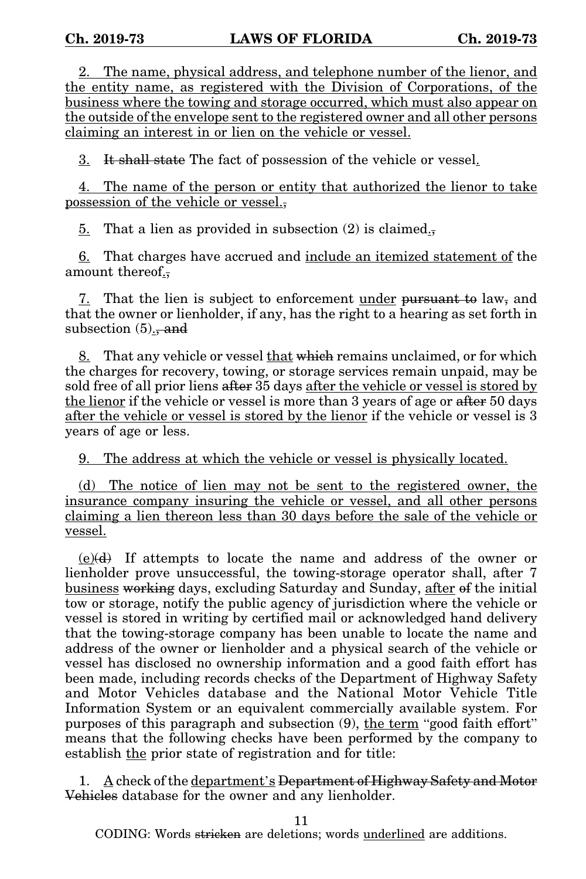2. The name, physical address, and telephone number of the lienor, and the entity name, as registered with the Division of Corporations, of the business where the towing and storage occurred, which must also appear on the outside of the envelope sent to the registered owner and all other persons claiming an interest in or lien on the vehicle or vessel.

3. ~~It shall state~~ The fact of possession of the vehicle or vessel.

4. The name of the person or entity that authorized the lienor to take possession of the vehicle or vessel.~~,~~

5. That a lien as provided in subsection (2) is claimed.~~,~~

6. That charges have accrued and include an itemized statement of the amount thereof.~~,~~

7. That the lien is subject to enforcement under ~~pursuant to~~ law~~,~~ and that the owner or lienholder, if any, has the right to a hearing as set forth in subsection (5).~~, and~~

8. That any vehicle or vessel that ~~which~~ remains unclaimed, or for which the charges for recovery, towing, or storage services remain unpaid, may be sold free of all prior liens ~~after~~ 35 days after the vehicle or vessel is stored by the lienor if the vehicle or vessel is more than 3 years of age or ~~after~~ 50 days after the vehicle or vessel is stored by the lienor if the vehicle or vessel is 3 years of age or less.

9. The address at which the vehicle or vessel is physically located.

(d) The notice of lien may not be sent to the registered owner, the insurance company insuring the vehicle or vessel, and all other persons claiming a lien thereon less than 30 days before the sale of the vehicle or vessel.

(e)~~(d)~~ If attempts to locate the name and address of the owner or lienholder prove unsuccessful, the towing-storage operator shall, after 7 business ~~working~~ days, excluding Saturday and Sunday, after ~~of~~ the initial tow or storage, notify the public agency of jurisdiction where the vehicle or vessel is stored in writing by certified mail or acknowledged hand delivery that the towing-storage company has been unable to locate the name and address of the owner or lienholder and a physical search of the vehicle or vessel has disclosed no ownership information and a good faith effort has been made, including records checks of the Department of Highway Safety and Motor Vehicles database and the National Motor Vehicle Title Information System or an equivalent commercially available system. For purposes of this paragraph and subsection (9), the term "good faith effort" means that the following checks have been performed by the company to establish the prior state of registration and for title:

1. A check of the department's ~~Department of Highway Safety and Motor Vehicles~~ database for the owner and any lienholder.

CODING: Words ~~stricken~~ are deletions; words underlined are additions.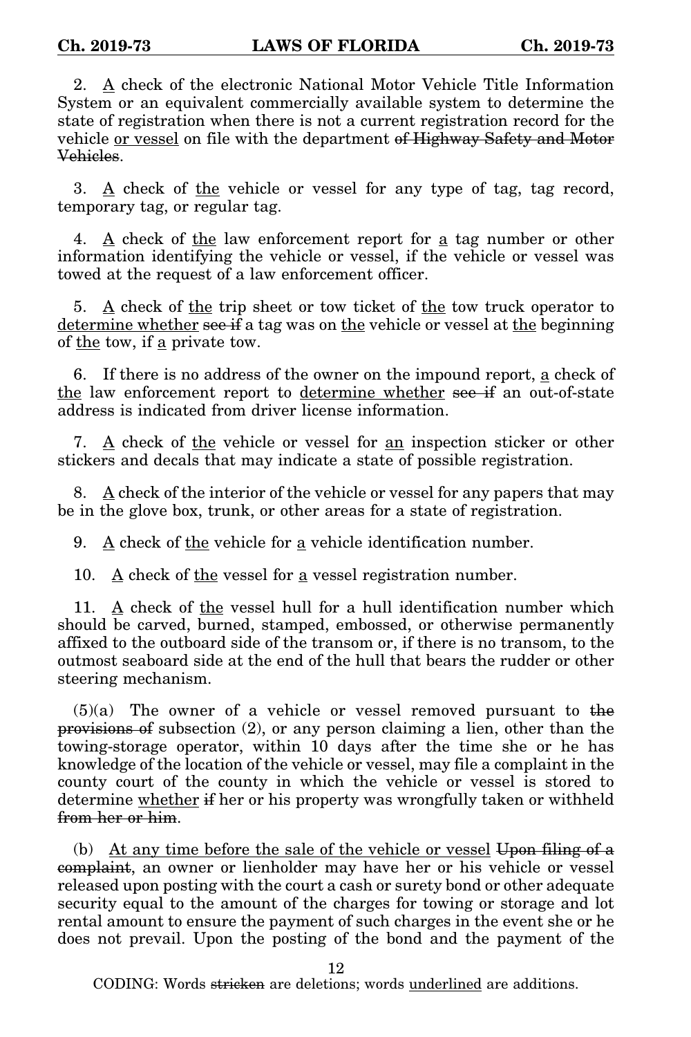2. <u>A</u> check of the electronic National Motor Vehicle Title Information System or an equivalent commercially available system to determine the state of registration when there is not a current registration record for the vehicle <u>or vessel</u> on file with the department ~~of Highway Safety and Motor Vehicles~~.

3. <u>A</u> check of <u>the</u> vehicle or vessel for any type of tag, tag record, temporary tag, or regular tag.

4. <u>A</u> check of <u>the</u> law enforcement report for <u>a</u> tag number or other information identifying the vehicle or vessel, if the vehicle or vessel was towed at the request of a law enforcement officer.

5. <u>A</u> check of <u>the</u> trip sheet or tow ticket of <u>the</u> tow truck operator to <u>determine whether</u> ~~see if~~ a tag was on <u>the</u> vehicle or vessel at <u>the</u> beginning of <u>the</u> tow, if <u>a</u> private tow.

6. If there is no address of the owner on the impound report, <u>a</u> check of <u>the</u> law enforcement report to <u>determine whether</u> ~~see if~~ an out-of-state address is indicated from driver license information.

7. <u>A</u> check of <u>the</u> vehicle or vessel for <u>an</u> inspection sticker or other stickers and decals that may indicate a state of possible registration.

8. <u>A</u> check of the interior of the vehicle or vessel for any papers that may be in the glove box, trunk, or other areas for a state of registration.

9. <u>A</u> check of <u>the</u> vehicle for <u>a</u> vehicle identification number.

10. <u>A</u> check of <u>the</u> vessel for <u>a</u> vessel registration number.

11. <u>A</u> check of <u>the</u> vessel hull for a hull identification number which should be carved, burned, stamped, embossed, or otherwise permanently affixed to the outboard side of the transom or, if there is no transom, to the outmost seaboard side at the end of the hull that bears the rudder or other steering mechanism.

(5)(a) The owner of a vehicle or vessel removed pursuant to ~~the provisions of~~ subsection (2), or any person claiming a lien, other than the towing-storage operator, within 10 days after the time she or he has knowledge of the location of the vehicle or vessel, may file a complaint in the county court of the county in which the vehicle or vessel is stored to determine <u>whether</u> ~~if~~ her or his property was wrongfully taken or withheld ~~from her or him~~.

(b) <u>At any time before the sale of the vehicle or vessel</u> ~~Upon filing of a complaint~~, an owner or lienholder may have her or his vehicle or vessel released upon posting with the court a cash or surety bond or other adequate security equal to the amount of the charges for towing or storage and lot rental amount to ensure the payment of such charges in the event she or he does not prevail. Upon the posting of the bond and the payment of the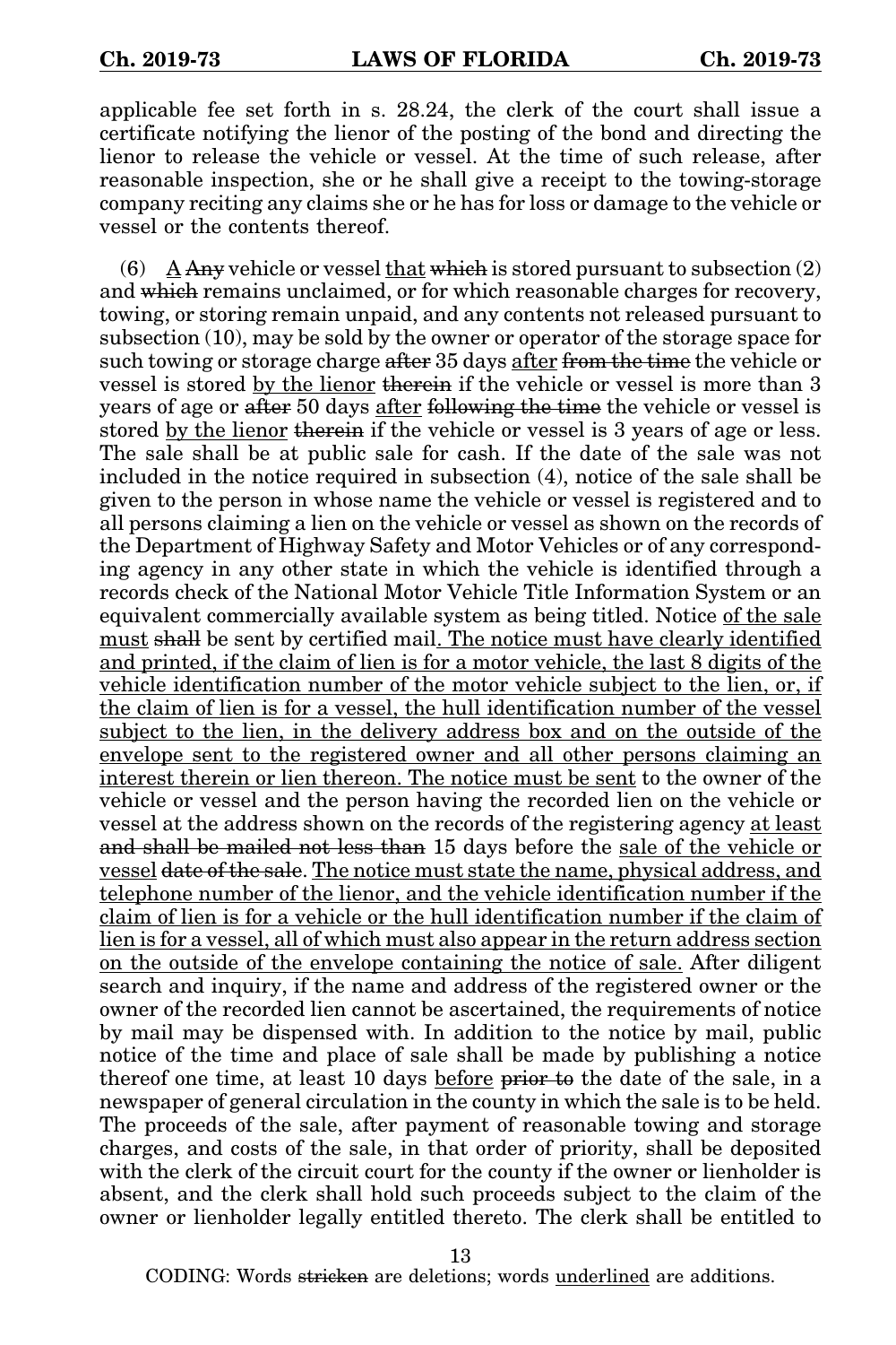applicable fee set forth in s. 28.24, the clerk of the court shall issue a certificate notifying the lienor of the posting of the bond and directing the lienor to release the vehicle or vessel. At the time of such release, after reasonable inspection, she or he shall give a receipt to the towing-storage company reciting any claims she or he has for loss or damage to the vehicle or vessel or the contents thereof.

(6) <u>A</u> ~~Any~~ vehicle or vessel <u>that</u> ~~which~~ is stored pursuant to subsection (2) and ~~which~~ remains unclaimed, or for which reasonable charges for recovery, towing, or storing remain unpaid, and any contents not released pursuant to subsection (10), may be sold by the owner or operator of the storage space for such towing or storage charge ~~after~~ 35 days <u>after</u> ~~from the time~~ the vehicle or vessel is stored <u>by the lienor</u> ~~therein~~ if the vehicle or vessel is more than 3 years of age or ~~after~~ 50 days <u>after</u> ~~following the time~~ the vehicle or vessel is stored <u>by the lienor</u> ~~therein~~ if the vehicle or vessel is 3 years of age or less. The sale shall be at public sale for cash. If the date of the sale was not included in the notice required in subsection (4), notice of the sale shall be given to the person in whose name the vehicle or vessel is registered and to all persons claiming a lien on the vehicle or vessel as shown on the records of the Department of Highway Safety and Motor Vehicles or of any corresponding agency in any other state in which the vehicle is identified through a records check of the National Motor Vehicle Title Information System or an equivalent commercially available system as being titled. Notice <u>of the sale must</u> ~~shall~~ be sent by certified mail<u>. The notice must have clearly identified and printed, if the claim of lien is for a motor vehicle, the last 8 digits of the vehicle identification number of the motor vehicle subject to the lien, or, if the claim of lien is for a vessel, the hull identification number of the vessel subject to the lien, in the delivery address box and on the outside of the envelope sent to the registered owner and all other persons claiming an interest therein or lien thereon. The notice must be sent</u> to the owner of the vehicle or vessel and the person having the recorded lien on the vehicle or vessel at the address shown on the records of the registering agency <u>at least</u> ~~and shall be mailed not less than~~ 15 days before the <u>sale of the vehicle or vessel</u> ~~date of the sale~~. <u>The notice must state the name, physical address, and telephone number of the lienor, and the vehicle identification number if the claim of lien is for a vehicle or the hull identification number if the claim of lien is for a vessel, all of which must also appear in the return address section on the outside of the envelope containing the notice of sale.</u> After diligent search and inquiry, if the name and address of the registered owner or the owner of the recorded lien cannot be ascertained, the requirements of notice by mail may be dispensed with. In addition to the notice by mail, public notice of the time and place of sale shall be made by publishing a notice thereof one time, at least 10 days <u>before</u> ~~prior to~~ the date of the sale, in a newspaper of general circulation in the county in which the sale is to be held. The proceeds of the sale, after payment of reasonable towing and storage charges, and costs of the sale, in that order of priority, shall be deposited with the clerk of the circuit court for the county if the owner or lienholder is absent, and the clerk shall hold such proceeds subject to the claim of the owner or lienholder legally entitled thereto. The clerk shall be entitled to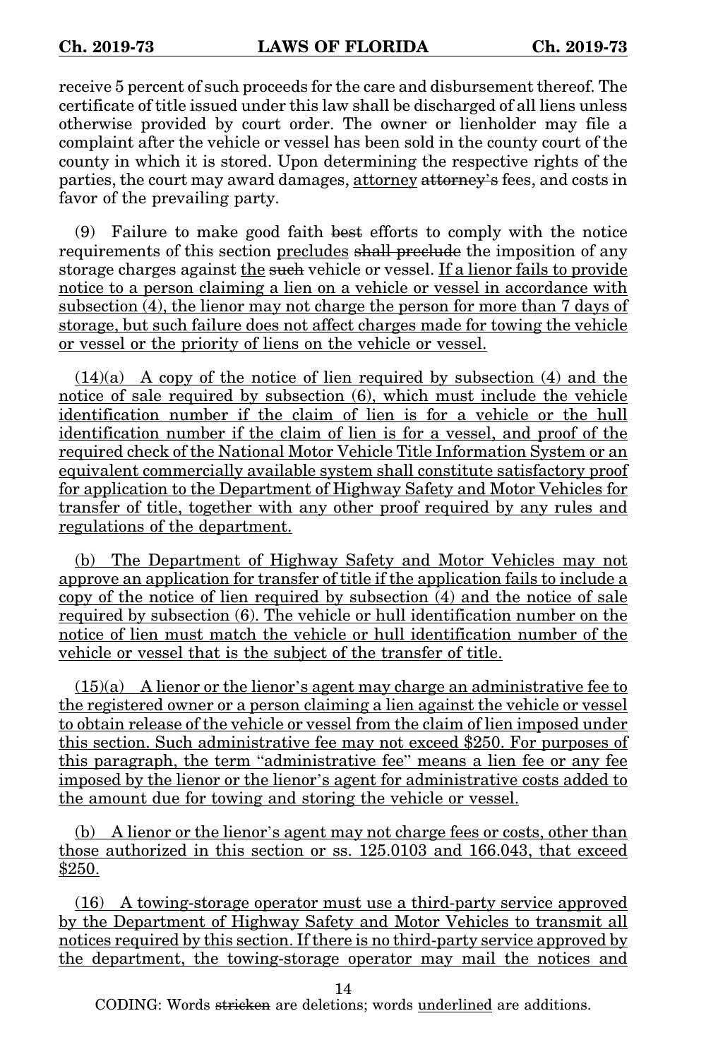receive 5 percent of such proceeds for the care and disbursement thereof. The certificate of title issued under this law shall be discharged of all liens unless otherwise provided by court order. The owner or lienholder may file a complaint after the vehicle or vessel has been sold in the county court of the county in which it is stored. Upon determining the respective rights of the parties, the court may award damages, attorney ~~attorney's~~ fees, and costs in favor of the prevailing party.

(9) Failure to make good faith ~~best~~ efforts to comply with the notice requirements of this section precludes ~~shall preclude~~ the imposition of any storage charges against the ~~such~~ vehicle or vessel. If a lienor fails to provide notice to a person claiming a lien on a vehicle or vessel in accordance with subsection (4), the lienor may not charge the person for more than 7 days of storage, but such failure does not affect charges made for towing the vehicle or vessel or the priority of liens on the vehicle or vessel.

(14)(a) A copy of the notice of lien required by subsection (4) and the notice of sale required by subsection (6), which must include the vehicle identification number if the claim of lien is for a vehicle or the hull identification number if the claim of lien is for a vessel, and proof of the required check of the National Motor Vehicle Title Information System or an equivalent commercially available system shall constitute satisfactory proof for application to the Department of Highway Safety and Motor Vehicles for transfer of title, together with any other proof required by any rules and regulations of the department.

(b) The Department of Highway Safety and Motor Vehicles may not approve an application for transfer of title if the application fails to include a copy of the notice of lien required by subsection (4) and the notice of sale required by subsection (6). The vehicle or hull identification number on the notice of lien must match the vehicle or hull identification number of the vehicle or vessel that is the subject of the transfer of title.

(15)(a) A lienor or the lienor's agent may charge an administrative fee to the registered owner or a person claiming a lien against the vehicle or vessel to obtain release of the vehicle or vessel from the claim of lien imposed under this section. Such administrative fee may not exceed $250. For purposes of this paragraph, the term "administrative fee" means a lien fee or any fee imposed by the lienor or the lienor's agent for administrative costs added to the amount due for towing and storing the vehicle or vessel.

(b) A lienor or the lienor's agent may not charge fees or costs, other than those authorized in this section or ss. 125.0103 and 166.043, that exceed $250.

(16) A towing-storage operator must use a third-party service approved by the Department of Highway Safety and Motor Vehicles to transmit all notices required by this section. If there is no third-party service approved by the department, the towing-storage operator may mail the notices and

CODING: Words ~~stricken~~ are deletions; words underlined are additions.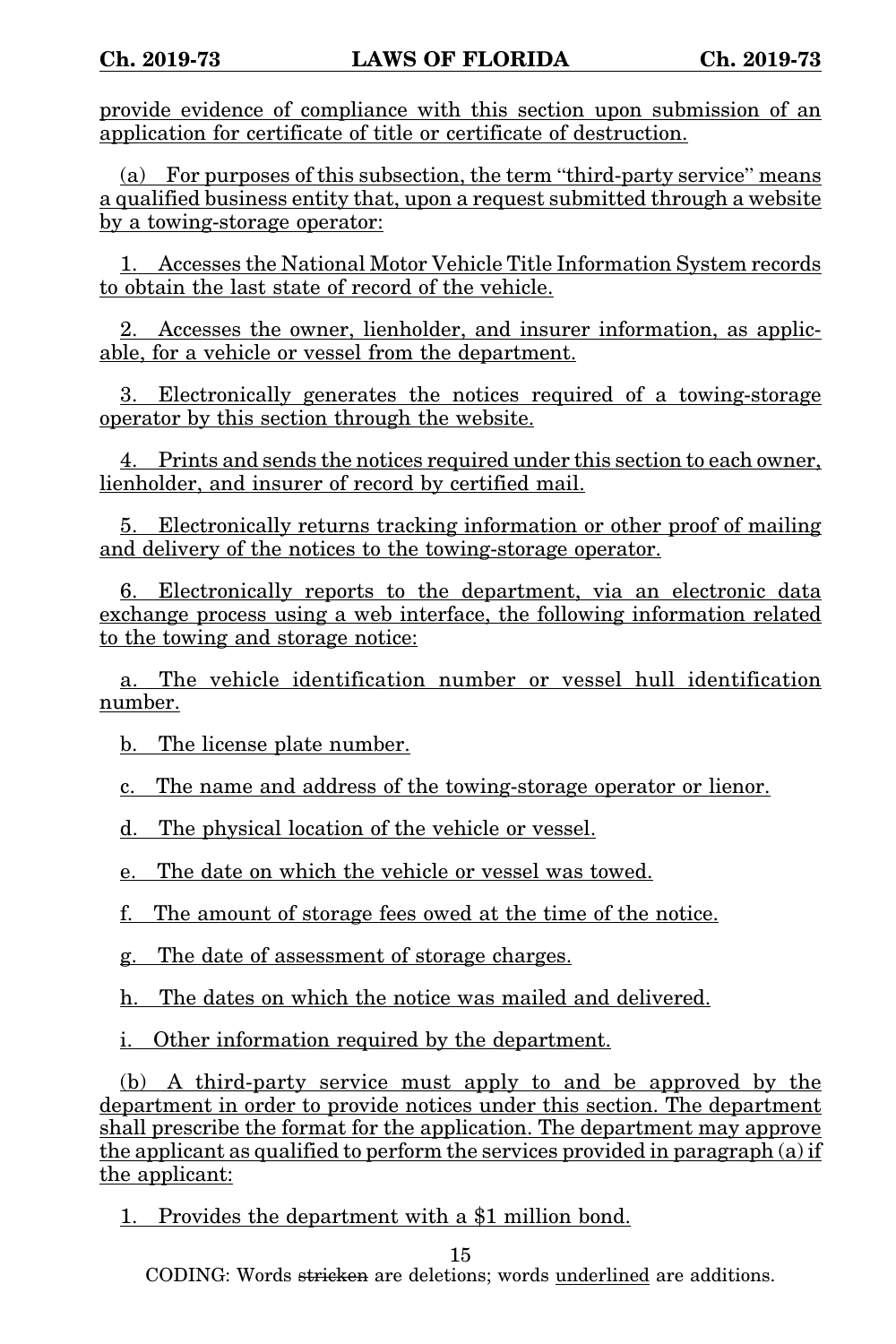provide evidence of compliance with this section upon submission of an application for certificate of title or certificate of destruction.

(a) For purposes of this subsection, the term "third-party service" means a qualified business entity that, upon a request submitted through a website by a towing-storage operator:

1. Accesses the National Motor Vehicle Title Information System records to obtain the last state of record of the vehicle.

2. Accesses the owner, lienholder, and insurer information, as applicable, for a vehicle or vessel from the department.

3. Electronically generates the notices required of a towing-storage operator by this section through the website.

4. Prints and sends the notices required under this section to each owner, lienholder, and insurer of record by certified mail.

5. Electronically returns tracking information or other proof of mailing and delivery of the notices to the towing-storage operator.

6. Electronically reports to the department, via an electronic data exchange process using a web interface, the following information related to the towing and storage notice:

a. The vehicle identification number or vessel hull identification number.

b. The license plate number.

c. The name and address of the towing-storage operator or lienor.

d. The physical location of the vehicle or vessel.

e. The date on which the vehicle or vessel was towed.

f. The amount of storage fees owed at the time of the notice.

g. The date of assessment of storage charges.

h. The dates on which the notice was mailed and delivered.

i. Other information required by the department.

(b) A third-party service must apply to and be approved by the department in order to provide notices under this section. The department shall prescribe the format for the application. The department may approve the applicant as qualified to perform the services provided in paragraph (a) if the applicant:

1. Provides the department with a $1 million bond.

CODING: Words stricken are deletions; words underlined are additions.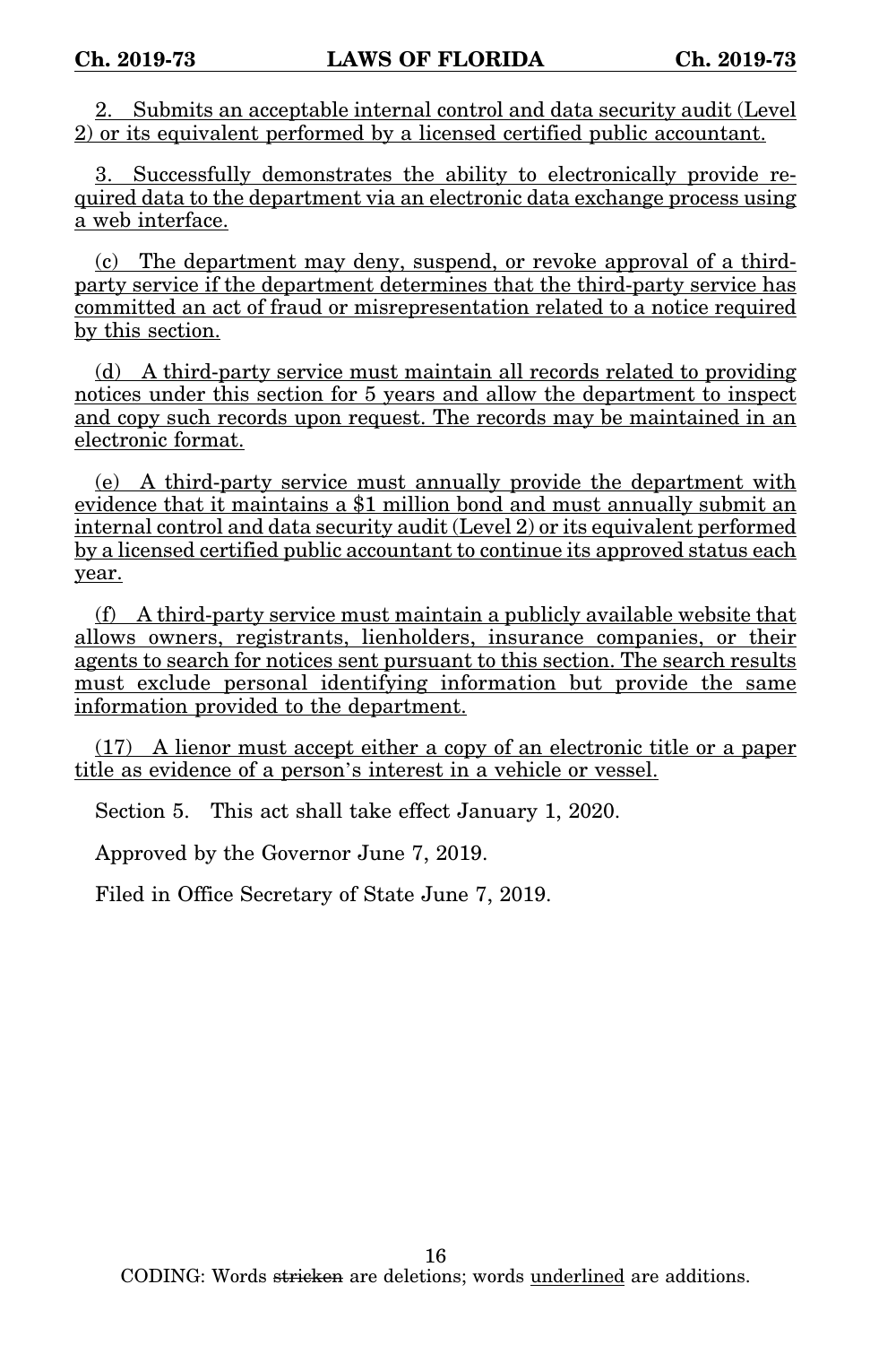2. Submits an acceptable internal control and data security audit (Level 2) or its equivalent performed by a licensed certified public accountant.

3. Successfully demonstrates the ability to electronically provide required data to the department via an electronic data exchange process using a web interface.

(c) The department may deny, suspend, or revoke approval of a third-party service if the department determines that the third-party service has committed an act of fraud or misrepresentation related to a notice required by this section.

(d) A third-party service must maintain all records related to providing notices under this section for 5 years and allow the department to inspect and copy such records upon request. The records may be maintained in an electronic format.

(e) A third-party service must annually provide the department with evidence that it maintains a $1 million bond and must annually submit an internal control and data security audit (Level 2) or its equivalent performed by a licensed certified public accountant to continue its approved status each year.

(f) A third-party service must maintain a publicly available website that allows owners, registrants, lienholders, insurance companies, or their agents to search for notices sent pursuant to this section. The search results must exclude personal identifying information but provide the same information provided to the department.

(17) A lienor must accept either a copy of an electronic title or a paper title as evidence of a person's interest in a vehicle or vessel.

Section 5. This act shall take effect January 1, 2020.

Approved by the Governor June 7, 2019.

Filed in Office Secretary of State June 7, 2019.

CODING: Words ~~stricken~~ are deletions; words underlined are additions.